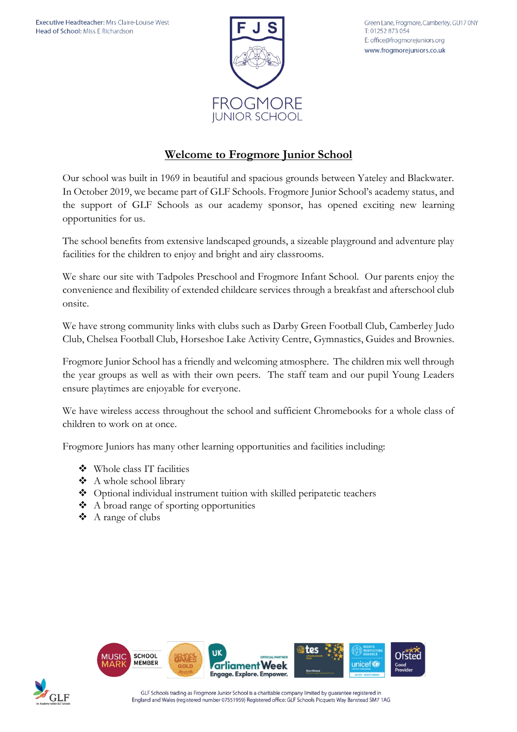Executive Headteacher: Mrs Claire-Louise West
Head of School: Miss E Richardson

Green Lane, Frogmore, Camberley, GU17 0NY
T: 01252 873 054
E: office@frogmorejuniors.org
www.frogmorejuniors.co.uk

FROGMORE JUNIOR SCHOOL

# Welcome to Frogmore Junior School

Our school was built in 1969 in beautiful and spacious grounds between Yateley and Blackwater. In October 2019, we became part of GLF Schools. Frogmore Junior School's academy status, and the support of GLF Schools as our academy sponsor, has opened exciting new learning opportunities for us.

The school benefits from extensive landscaped grounds, a sizeable playground and adventure play facilities for the children to enjoy and bright and airy classrooms.

We share our site with Tadpoles Preschool and Frogmore Infant School. Our parents enjoy the convenience and flexibility of extended childcare services through a breakfast and afterschool club onsite.

We have strong community links with clubs such as Darby Green Football Club, Camberley Judo Club, Chelsea Football Club, Horseshoe Lake Activity Centre, Gymnastics, Guides and Brownies.

Frogmore Junior School has a friendly and welcoming atmosphere. The children mix well through the year groups as well as with their own peers. The staff team and our pupil Young Leaders ensure playtimes are enjoyable for everyone.

We have wireless access throughout the school and sufficient Chromebooks for a whole class of children to work on at once.

Frogmore Juniors has many other learning opportunities and facilities including:

- Whole class IT facilities
- A whole school library
- Optional individual instrument tuition with skilled peripatetic teachers
- A broad range of sporting opportunities
- A range of clubs

GLF Schools trading as Frogmore Junior School is a charitable company limited by guarantee registered in England and Wales (registered number 07551959) Registered office: GLF Schools Picquets Way Banstead SM7 1AG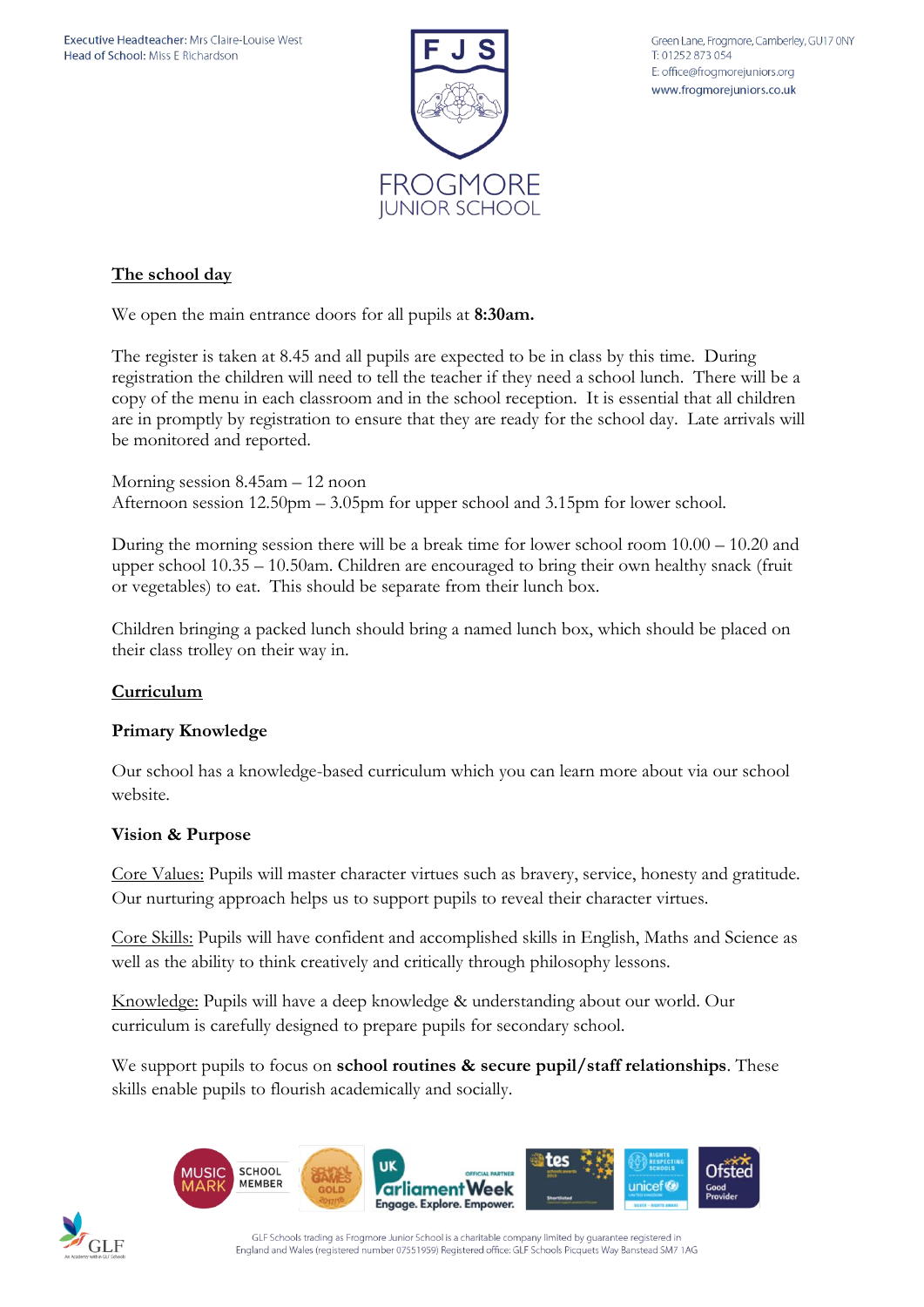## The school day

We open the main entrance doors for all pupils at **8:30am.**

The register is taken at 8.45 and all pupils are expected to be in class by this time. During registration the children will need to tell the teacher if they need a school lunch. There will be a copy of the menu in each classroom and in the school reception. It is essential that all children are in promptly by registration to ensure that they are ready for the school day. Late arrivals will be monitored and reported.

Morning session 8.45am – 12 noon
Afternoon session 12.50pm – 3.05pm for upper school and 3.15pm for lower school.

During the morning session there will be a break time for lower school room 10.00 – 10.20 and upper school 10.35 – 10.50am. Children are encouraged to bring their own healthy snack (fruit or vegetables) to eat. This should be separate from their lunch box.

Children bringing a packed lunch should bring a named lunch box, which should be placed on their class trolley on their way in.

## Curriculum

### Primary Knowledge

Our school has a knowledge-based curriculum which you can learn more about via our school website.

### Vision & Purpose

Core Values: Pupils will master character virtues such as bravery, service, honesty and gratitude. Our nurturing approach helps us to support pupils to reveal their character virtues.

Core Skills: Pupils will have confident and accomplished skills in English, Maths and Science as well as the ability to think creatively and critically through philosophy lessons.

Knowledge: Pupils will have a deep knowledge & understanding about our world. Our curriculum is carefully designed to prepare pupils for secondary school.

We support pupils to focus on **school routines & secure pupil/staff relationships**. These skills enable pupils to flourish academically and socially.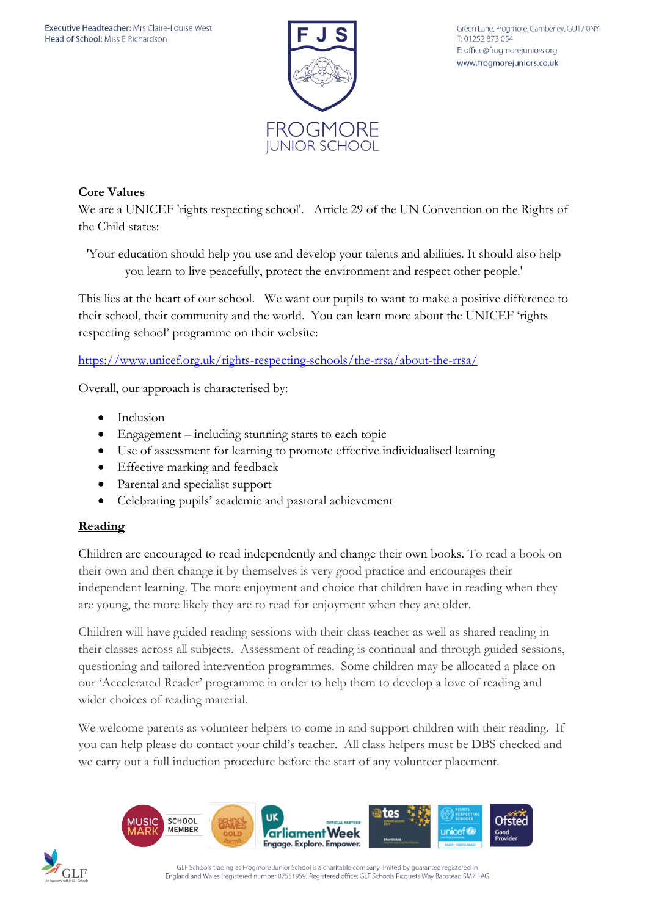**Core Values**

We are a UNICEF 'rights respecting school'. Article 29 of the UN Convention on the Rights of the Child states:

'Your education should help you use and develop your talents and abilities. It should also help you learn to live peacefully, protect the environment and respect other people.'

This lies at the heart of our school. We want our pupils to want to make a positive difference to their school, their community and the world. You can learn more about the UNICEF 'rights respecting school' programme on their website:

https://www.unicef.org.uk/rights-respecting-schools/the-rrsa/about-the-rrsa/

Overall, our approach is characterised by:

- Inclusion
- Engagement – including stunning starts to each topic
- Use of assessment for learning to promote effective individualised learning
- Effective marking and feedback
- Parental and specialist support
- Celebrating pupils' academic and pastoral achievement

**Reading**

Children are encouraged to read independently and change their own books. To read a book on their own and then change it by themselves is very good practice and encourages their independent learning. The more enjoyment and choice that children have in reading when they are young, the more likely they are to read for enjoyment when they are older.

Children will have guided reading sessions with their class teacher as well as shared reading in their classes across all subjects. Assessment of reading is continual and through guided sessions, questioning and tailored intervention programmes. Some children may be allocated a place on our 'Accelerated Reader' programme in order to help them to develop a love of reading and wider choices of reading material.

We welcome parents as volunteer helpers to come in and support children with their reading. If you can help please do contact your child's teacher. All class helpers must be DBS checked and we carry out a full induction procedure before the start of any volunteer placement.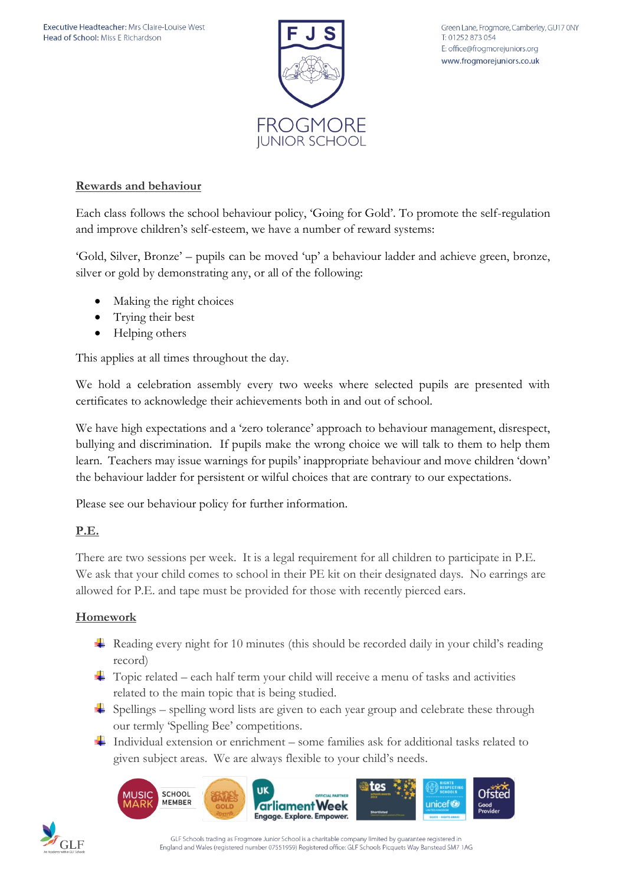Executive Headteacher: Mrs Claire-Louise West
Head of School: Miss E Richardson

FROGMORE JUNIOR SCHOOL

Green Lane, Frogmore, Camberley, GU17 0NY
T: 01252 873 054
E: office@frogmorejuniors.org
www.frogmorejuniors.co.uk

## Rewards and behaviour

Each class follows the school behaviour policy, 'Going for Gold'. To promote the self-regulation and improve children's self-esteem, we have a number of reward systems:

'Gold, Silver, Bronze' – pupils can be moved 'up' a behaviour ladder and achieve green, bronze, silver or gold by demonstrating any, or all of the following:

- Making the right choices
- Trying their best
- Helping others

This applies at all times throughout the day.

We hold a celebration assembly every two weeks where selected pupils are presented with certificates to acknowledge their achievements both in and out of school.

We have high expectations and a 'zero tolerance' approach to behaviour management, disrespect, bullying and discrimination. If pupils make the wrong choice we will talk to them to help them learn. Teachers may issue warnings for pupils' inappropriate behaviour and move children 'down' the behaviour ladder for persistent or wilful choices that are contrary to our expectations.

Please see our behaviour policy for further information.

## P.E.

There are two sessions per week. It is a legal requirement for all children to participate in P.E. We ask that your child comes to school in their PE kit on their designated days. No earrings are allowed for P.E. and tape must be provided for those with recently pierced ears.

## Homework

- Reading every night for 10 minutes (this should be recorded daily in your child's reading record)
- Topic related – each half term your child will receive a menu of tasks and activities related to the main topic that is being studied.
- Spellings – spelling word lists are given to each year group and celebrate these through our termly 'Spelling Bee' competitions.
- Individual extension or enrichment – some families ask for additional tasks related to given subject areas. We are always flexible to your child's needs.

GLF Schools trading as Frogmore Junior School is a charitable company limited by guarantee registered in England and Wales (registered number 07551959) Registered office: GLF Schools Picquets Way Banstead SM7 1AG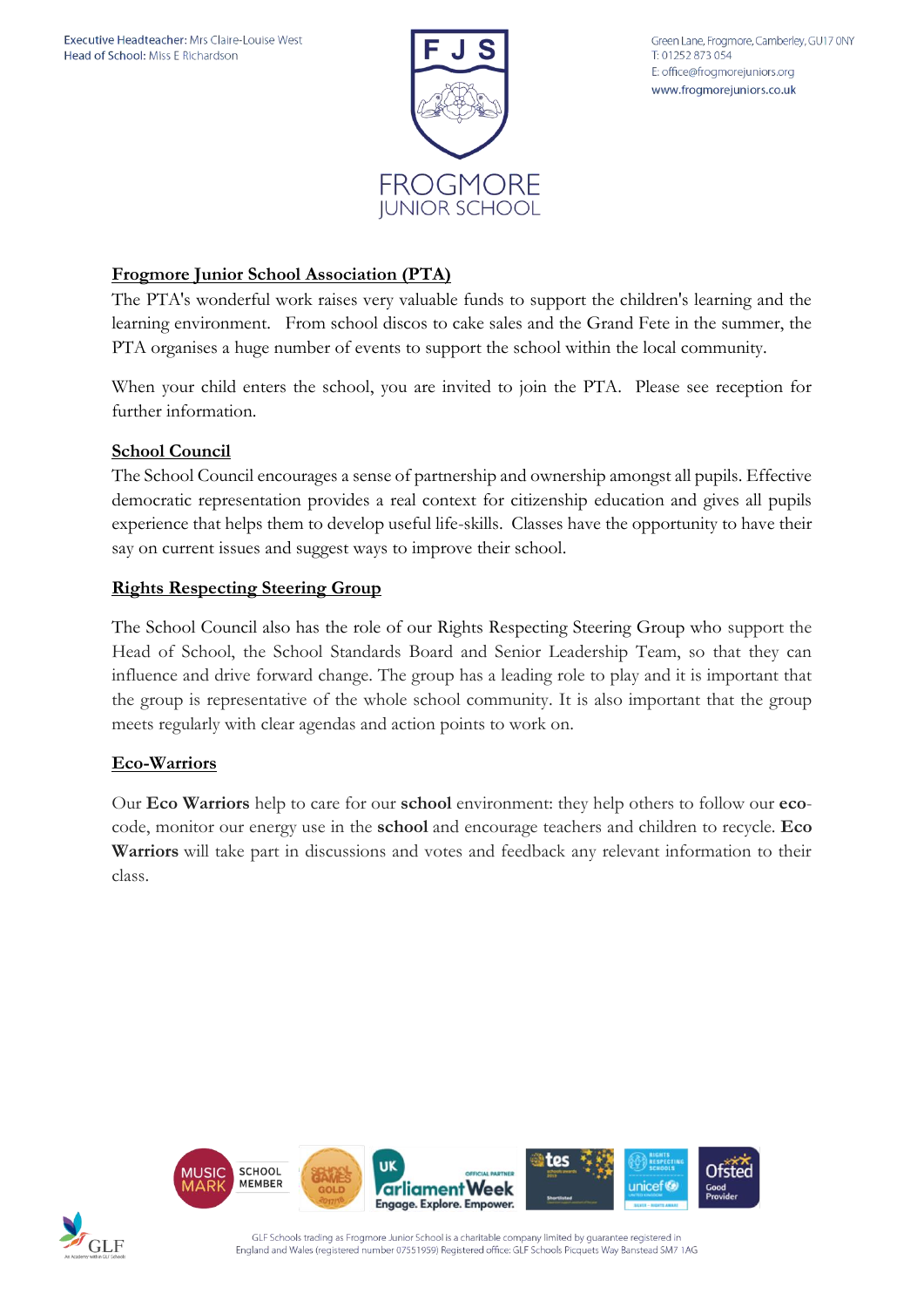## Frogmore Junior School Association (PTA)

The PTA's wonderful work raises very valuable funds to support the children's learning and the learning environment. From school discos to cake sales and the Grand Fete in the summer, the PTA organises a huge number of events to support the school within the local community.

When your child enters the school, you are invited to join the PTA. Please see reception for further information.

## School Council

The School Council encourages a sense of partnership and ownership amongst all pupils. Effective democratic representation provides a real context for citizenship education and gives all pupils experience that helps them to develop useful life-skills. Classes have the opportunity to have their say on current issues and suggest ways to improve their school.

## Rights Respecting Steering Group

The School Council also has the role of our Rights Respecting Steering Group who support the Head of School, the School Standards Board and Senior Leadership Team, so that they can influence and drive forward change. The group has a leading role to play and it is important that the group is representative of the whole school community. It is also important that the group meets regularly with clear agendas and action points to work on.

## Eco-Warriors

Our **Eco Warriors** help to care for our **school** environment: they help others to follow our **eco**-code, monitor our energy use in the **school** and encourage teachers and children to recycle. **Eco Warriors** will take part in discussions and votes and feedback any relevant information to their class.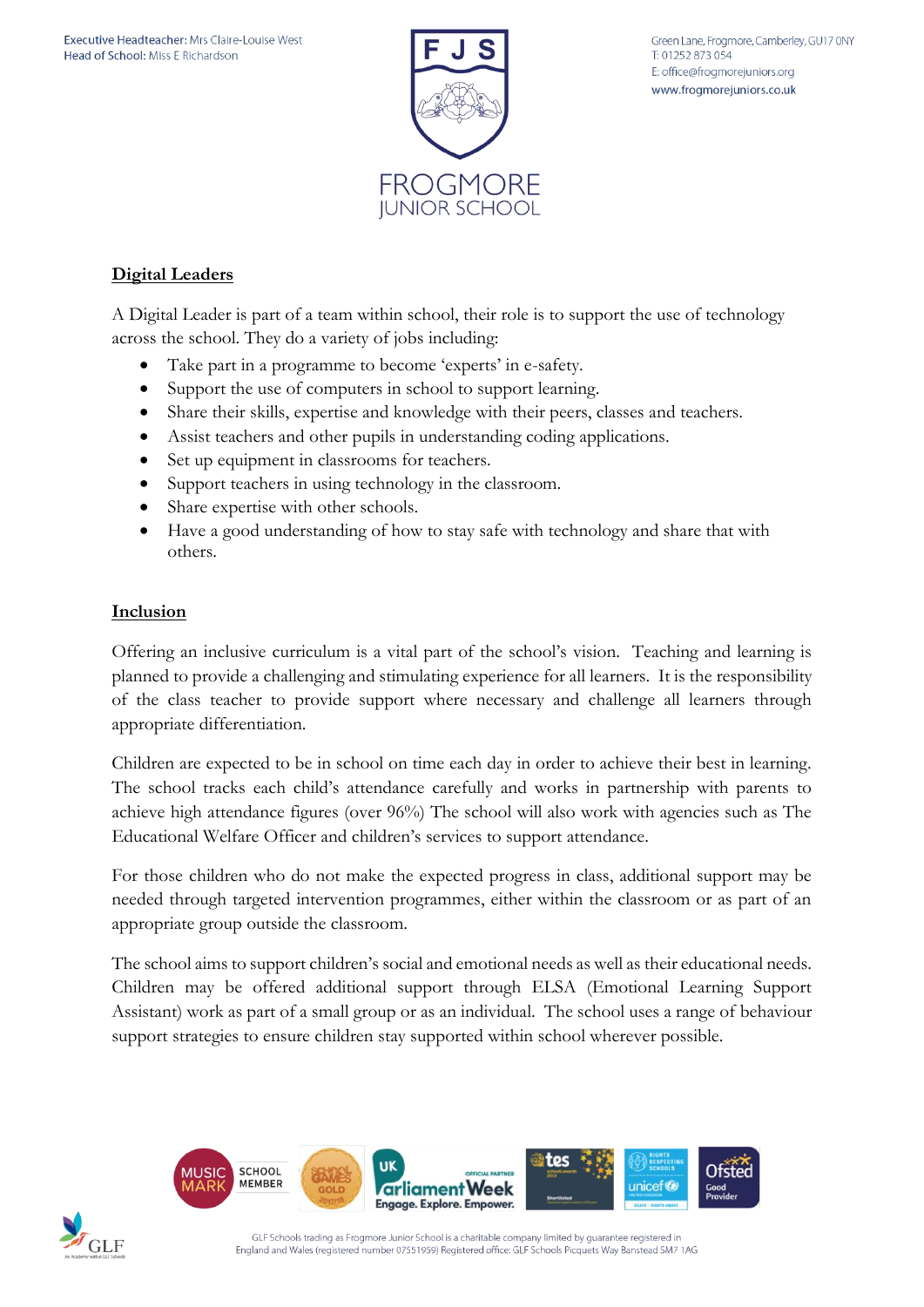## Digital Leaders

A Digital Leader is part of a team within school, their role is to support the use of technology across the school. They do a variety of jobs including:

- Take part in a programme to become 'experts' in e-safety.
- Support the use of computers in school to support learning.
- Share their skills, expertise and knowledge with their peers, classes and teachers.
- Assist teachers and other pupils in understanding coding applications.
- Set up equipment in classrooms for teachers.
- Support teachers in using technology in the classroom.
- Share expertise with other schools.
- Have a good understanding of how to stay safe with technology and share that with others.

## Inclusion

Offering an inclusive curriculum is a vital part of the school's vision. Teaching and learning is planned to provide a challenging and stimulating experience for all learners. It is the responsibility of the class teacher to provide support where necessary and challenge all learners through appropriate differentiation.

Children are expected to be in school on time each day in order to achieve their best in learning. The school tracks each child's attendance carefully and works in partnership with parents to achieve high attendance figures (over 96%) The school will also work with agencies such as The Educational Welfare Officer and children's services to support attendance.

For those children who do not make the expected progress in class, additional support may be needed through targeted intervention programmes, either within the classroom or as part of an appropriate group outside the classroom.

The school aims to support children's social and emotional needs as well as their educational needs. Children may be offered additional support through ELSA (Emotional Learning Support Assistant) work as part of a small group or as an individual. The school uses a range of behaviour support strategies to ensure children stay supported within school wherever possible.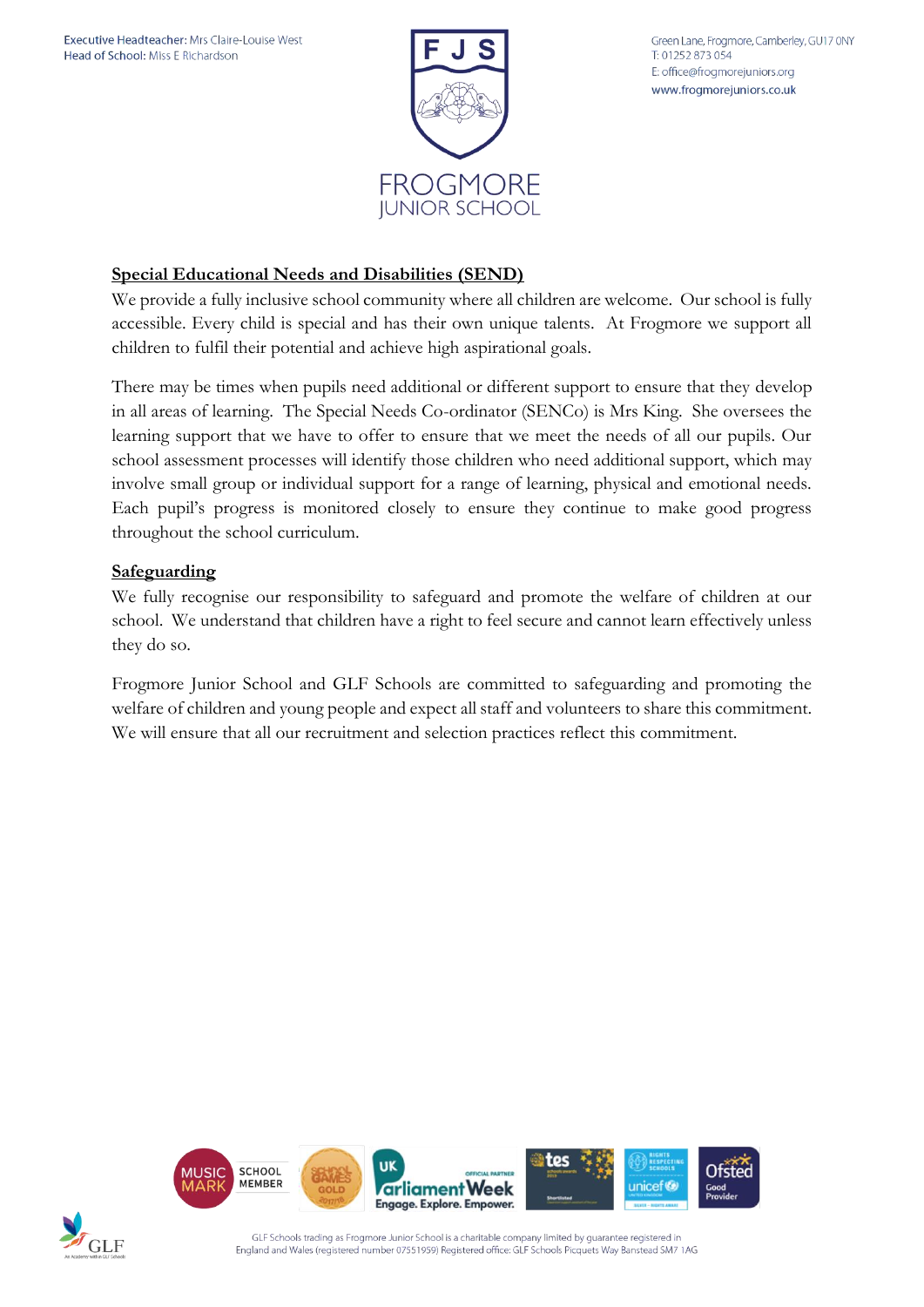## Special Educational Needs and Disabilities (SEND)

We provide a fully inclusive school community where all children are welcome. Our school is fully accessible. Every child is special and has their own unique talents. At Frogmore we support all children to fulfil their potential and achieve high aspirational goals.

There may be times when pupils need additional or different support to ensure that they develop in all areas of learning. The Special Needs Co-ordinator (SENCo) is Mrs King. She oversees the learning support that we have to offer to ensure that we meet the needs of all our pupils. Our school assessment processes will identify those children who need additional support, which may involve small group or individual support for a range of learning, physical and emotional needs. Each pupil's progress is monitored closely to ensure they continue to make good progress throughout the school curriculum.

## Safeguarding

We fully recognise our responsibility to safeguard and promote the welfare of children at our school. We understand that children have a right to feel secure and cannot learn effectively unless they do so.

Frogmore Junior School and GLF Schools are committed to safeguarding and promoting the welfare of children and young people and expect all staff and volunteers to share this commitment. We will ensure that all our recruitment and selection practices reflect this commitment.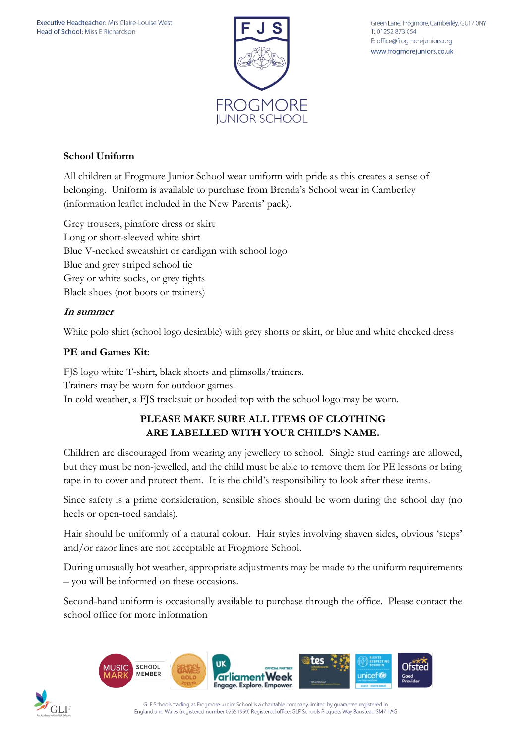Executive Headteacher: Mrs Claire-Louise West
Head of School: Miss E Richardson

Green Lane, Frogmore, Camberley, GU17 0NY
T: 01252 873 054
E: office@frogmorejuniors.org
www.frogmorejuniors.co.uk

FROGMORE JUNIOR SCHOOL

## School Uniform

All children at Frogmore Junior School wear uniform with pride as this creates a sense of belonging. Uniform is available to purchase from Brenda's School wear in Camberley (information leaflet included in the New Parents' pack).

Grey trousers, pinafore dress or skirt
Long or short-sleeved white shirt
Blue V-necked sweatshirt or cardigan with school logo
Blue and grey striped school tie
Grey or white socks, or grey tights
Black shoes (not boots or trainers)

***In summer***

White polo shirt (school logo desirable) with grey shorts or skirt, or blue and white checked dress

**PE and Games Kit:**

FJS logo white T-shirt, black shorts and plimsolls/trainers.
Trainers may be worn for outdoor games.
In cold weather, a FJS tracksuit or hooded top with the school logo may be worn.

**PLEASE MAKE SURE ALL ITEMS OF CLOTHING ARE LABELLED WITH YOUR CHILD'S NAME.**

Children are discouraged from wearing any jewellery to school. Single stud earrings are allowed, but they must be non-jewelled, and the child must be able to remove them for PE lessons or bring tape in to cover and protect them. It is the child's responsibility to look after these items.

Since safety is a prime consideration, sensible shoes should be worn during the school day (no heels or open-toed sandals).

Hair should be uniformly of a natural colour. Hair styles involving shaven sides, obvious 'steps' and/or razor lines are not acceptable at Frogmore School.

During unusually hot weather, appropriate adjustments may be made to the uniform requirements – you will be informed on these occasions.

Second-hand uniform is occasionally available to purchase through the office. Please contact the school office for more information

GLF Schools trading as Frogmore Junior School is a charitable company limited by guarantee registered in England and Wales (registered number 07551959) Registered office: GLF Schools Picquets Way Banstead SM7 1AG